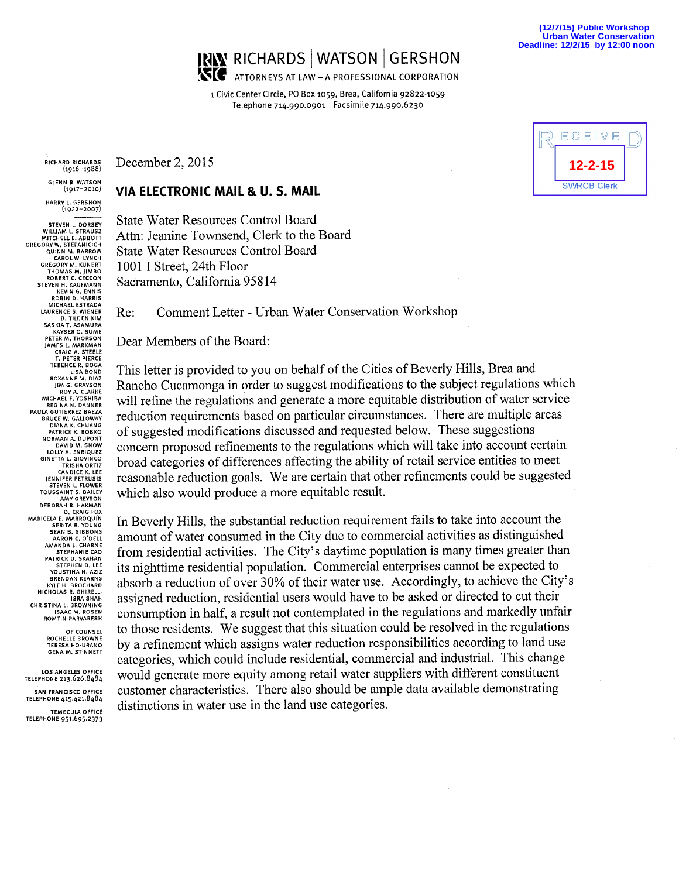(12/7/15) Public Workshop
Urban Water Conservation
Deadline: 12/2/15 by 12:00 noon

# RICHARDS | WATSON | GERSHON

ATTORNEYS AT LAW – A PROFESSIONAL CORPORATION

1 Civic Center Circle, PO Box 1059, Brea, California 92822-1059
Telephone 714.990.0901 Facsimile 714.990.6230

RECEIVED
12-2-15
SWRCB Clerk

RICHARD RICHARDS (1916–1988)
GLENN R. WATSON (1917–2010)
HARRY L. GERSHON (1922–2007)

STEVEN L. DORSEY
WILLIAM L. STRAUSZ
MITCHELL E. ABBOTT
GREGORY W. STEPANICICH
QUINN M. BARROW
CAROL W. LYNCH
GREGORY M. KUNERT
THOMAS M. JIMBO
ROBERT C. CECCON
STEVEN H. KAUFMANN
KEVIN G. ENNIS
ROBIN D. HARRIS
MICHAEL ESTRADA
LAURENCE S. WIENER
B. TILDEN KIM
SASKIA T. ASAMURA
KAYSER O. SUME
PETER M. THORSON
JAMES L. MARKMAN
CRAIG A. STEELE
T. PETER PIERCE
TERENCE R. BOGA
LISA BOND
ROXANNE M. DIAZ
JIM G. GRAYSON
ROY A. CLARKE
MICHAEL F. YOSHIBA
REGINA N. DANNER
PAULA GUTIERREZ BAEZA
BRUCE W. GALLOWAY
DIANA K. CHUANG
PATRICK K. BOBKO
NORMAN A. DUPONT
DAVID M. SNOW
LOLLY A. ENRIQUEZ
GINETTA L. GIOVINCO
TRISHA ORTIZ
CANDICE K. LEE
JENNIFER PETRUSIS
STEVEN L. FLOWER
TOUSSAINT S. BAILEY
AMY GREYSON
DEBORAH R. HAKMAN
D. CRAIG FOX
MARICELA E. MARROQUÍN
SERITA R. YOUNG
SEAN B. GIBBONS
AARON C. O'DELL
AMANDA L. CHARNE
STEPHANIE CAO
PATRICK D. SKAHAN
STEPHEN D. LEE
YOUSTINA N. AZIZ
KYLE H. BROCHARD
BRENDAN KEARNS
NICHOLAS R. GHIRELLI
ISRA SHAH
CHRISTINA L. BROWNING
ISAAC M. ROSEN
ROMTIN PARVARESH

OF COUNSEL
ROCHELLE BROWNE
TERESA HO-URANO
GENA M. STINNETT

LOS ANGELES OFFICE
TELEPHONE 213.626.8484

SAN FRANCISCO OFFICE
TELEPHONE 415.421.8484

TEMECULA OFFICE
TELEPHONE 951.695.2373

December 2, 2015

**VIA ELECTRONIC MAIL & U. S. MAIL**

State Water Resources Control Board
Attn: Jeanine Townsend, Clerk to the Board
State Water Resources Control Board
1001 I Street, 24th Floor
Sacramento, California 95814

Re: Comment Letter - Urban Water Conservation Workshop

Dear Members of the Board:

This letter is provided to you on behalf of the Cities of Beverly Hills, Brea and Rancho Cucamonga in order to suggest modifications to the subject regulations which will refine the regulations and generate a more equitable distribution of water service reduction requirements based on particular circumstances. There are multiple areas of suggested modifications discussed and requested below. These suggestions concern proposed refinements to the regulations which will take into account certain broad categories of differences affecting the ability of retail service entities to meet reasonable reduction goals. We are certain that other refinements could be suggested which also would produce a more equitable result.

In Beverly Hills, the substantial reduction requirement fails to take into account the amount of water consumed in the City due to commercial activities as distinguished from residential activities. The City's daytime population is many times greater than its nighttime residential population. Commercial enterprises cannot be expected to absorb a reduction of over 30% of their water use. Accordingly, to achieve the City's assigned reduction, residential users would have to be asked or directed to cut their consumption in half, a result not contemplated in the regulations and markedly unfair to those residents. We suggest that this situation could be resolved in the regulations by a refinement which assigns water reduction responsibilities according to land use categories, which could include residential, commercial and industrial. This change would generate more equity among retail water suppliers with different constituent customer characteristics. There also should be ample data available demonstrating distinctions in water use in the land use categories.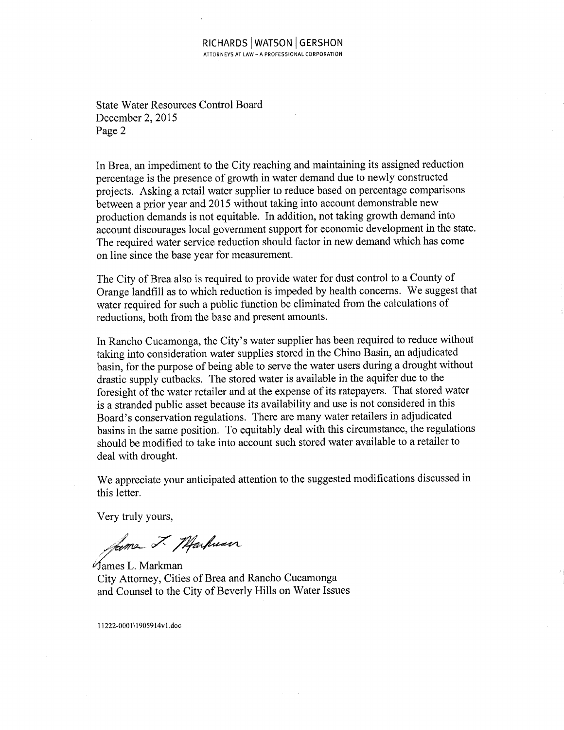In Brea, an impediment to the City reaching and maintaining its assigned reduction percentage is the presence of growth in water demand due to newly constructed projects. Asking a retail water supplier to reduce based on percentage comparisons between a prior year and 2015 without taking into account demonstrable new production demands is not equitable. In addition, not taking growth demand into account discourages local government support for economic development in the state. The required water service reduction should factor in new demand which has come on line since the base year for measurement.

The City of Brea also is required to provide water for dust control to a County of Orange landfill as to which reduction is impeded by health concerns. We suggest that water required for such a public function be eliminated from the calculations of reductions, both from the base and present amounts.

In Rancho Cucamonga, the City's water supplier has been required to reduce without taking into consideration water supplies stored in the Chino Basin, an adjudicated basin, for the purpose of being able to serve the water users during a drought without drastic supply cutbacks. The stored water is available in the aquifer due to the foresight of the water retailer and at the expense of its ratepayers. That stored water is a stranded public asset because its availability and use is not considered in this Board's conservation regulations. There are many water retailers in adjudicated basins in the same position. To equitably deal with this circumstance, the regulations should be modified to take into account such stored water available to a retailer to deal with drought.

We appreciate your anticipated attention to the suggested modifications discussed in this letter.

Very truly yours,

James L. Markman
City Attorney, Cities of Brea and Rancho Cucamonga
and Counsel to the City of Beverly Hills on Water Issues

11222-0001\1905914v1.doc